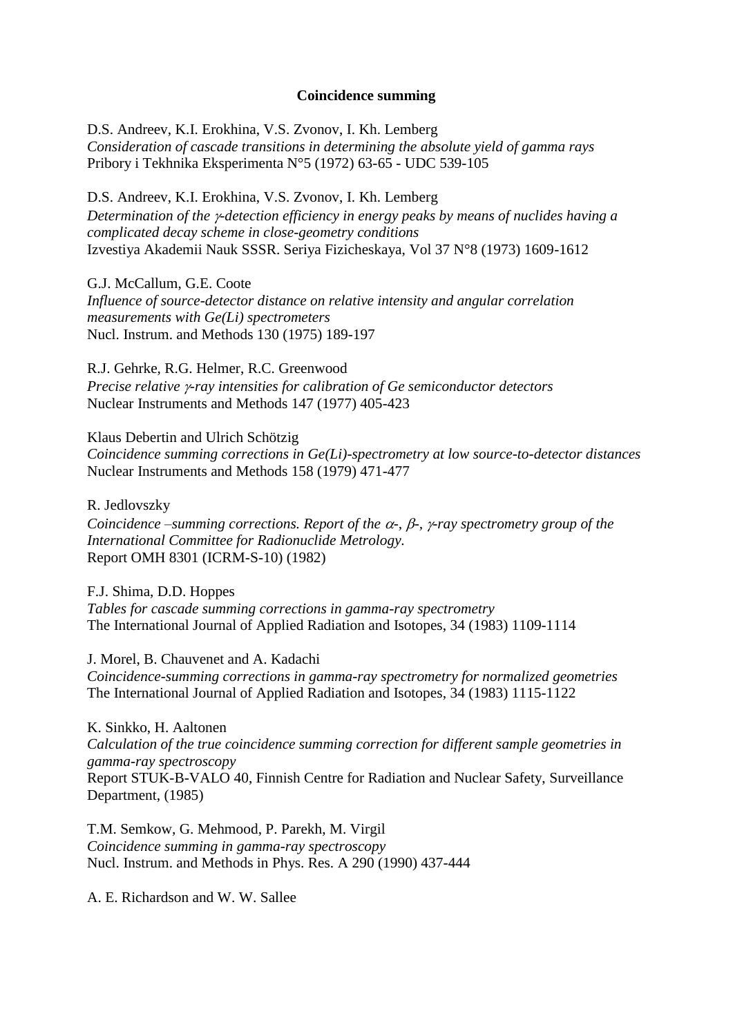**Coincidence summing**

D.S. Andreev, K.I. Erokhina, V.S. Zvonov, I. Kh. Lemberg
*Consideration of cascade transitions in determining the absolute yield of gamma rays*
Pribory i Tekhnika Eksperimenta N°5 (1972) 63-65 - UDC 539-105

D.S. Andreev, K.I. Erokhina, V.S. Zvonov, I. Kh. Lemberg
*Determination of the $\gamma$-detection efficiency in energy peaks by means of nuclides having a complicated decay scheme in close-geometry conditions*
Izvestiya Akademii Nauk SSSR. Seriya Fizicheskaya, Vol 37 N°8 (1973) 1609-1612

G.J. McCallum, G.E. Coote
*Influence of source-detector distance on relative intensity and angular correlation measurements with Ge(Li) spectrometers*
Nucl. Instrum. and Methods 130 (1975) 189-197

R.J. Gehrke, R.G. Helmer, R.C. Greenwood
*Precise relative $\gamma$-ray intensities for calibration of Ge semiconductor detectors*
Nuclear Instruments and Methods 147 (1977) 405-423

Klaus Debertin and Ulrich Schötzig
*Coincidence summing corrections in Ge(Li)-spectrometry at low source-to-detector distances*
Nuclear Instruments and Methods 158 (1979) 471-477

R. Jedlovszky
*Coincidence –summing corrections. Report of the $\alpha$-, $\beta$-, $\gamma$-ray spectrometry group of the International Committee for Radionuclide Metrology.*
Report OMH 8301 (ICRM-S-10) (1982)

F.J. Shima, D.D. Hoppes
*Tables for cascade summing corrections in gamma-ray spectrometry*
The International Journal of Applied Radiation and Isotopes, 34 (1983) 1109-1114

J. Morel, B. Chauvenet and A. Kadachi
*Coincidence-summing corrections in gamma-ray spectrometry for normalized geometries*
The International Journal of Applied Radiation and Isotopes, 34 (1983) 1115-1122

K. Sinkko, H. Aaltonen
*Calculation of the true coincidence summing correction for different sample geometries in gamma-ray spectroscopy*
Report STUK-B-VALO 40, Finnish Centre for Radiation and Nuclear Safety, Surveillance Department, (1985)

T.M. Semkow, G. Mehmood, P. Parekh, M. Virgil
*Coincidence summing in gamma-ray spectroscopy*
Nucl. Instrum. and Methods in Phys. Res. A 290 (1990) 437-444

A. E. Richardson and W. W. Sallee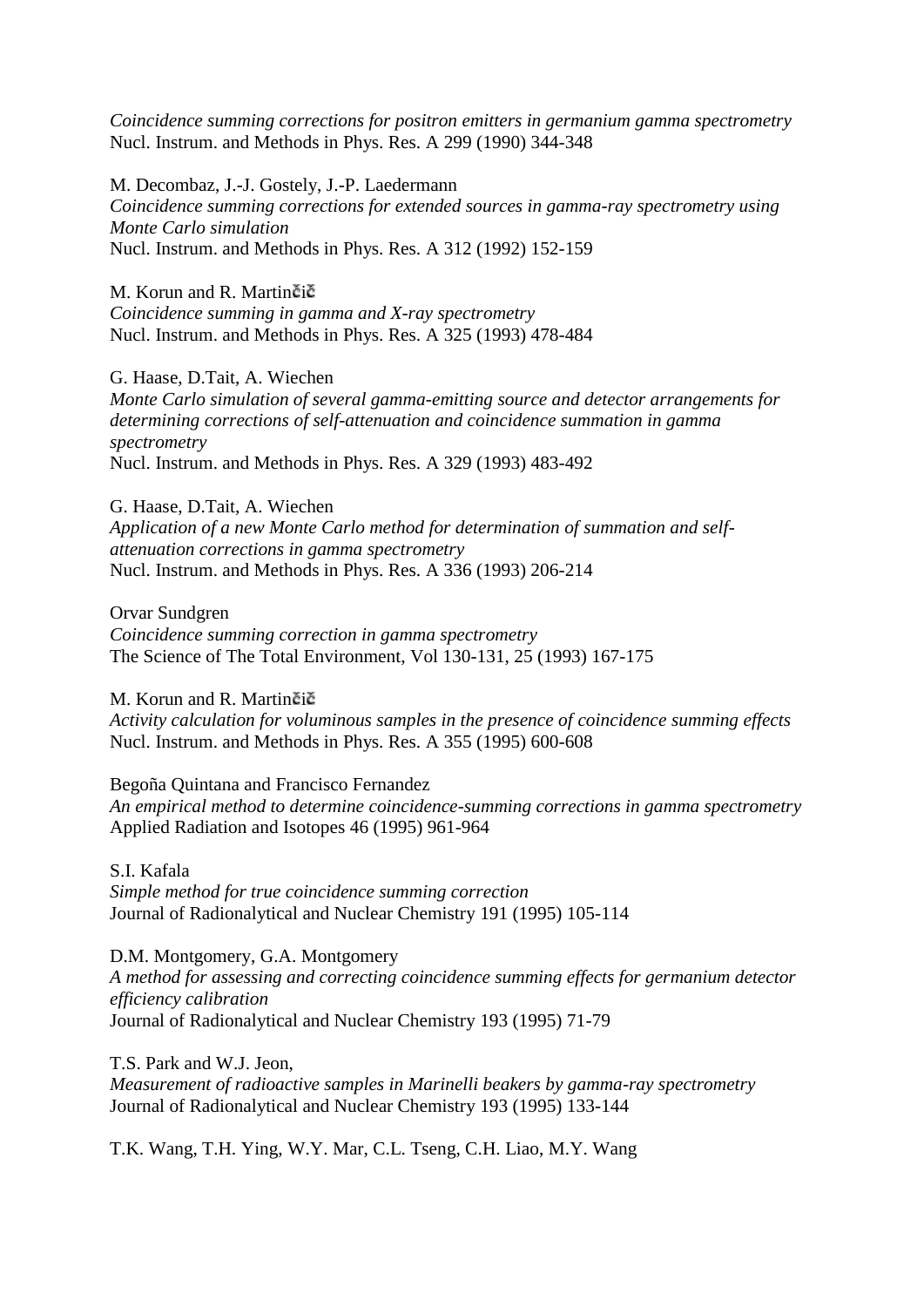*Coincidence summing corrections for positron emitters in germanium gamma spectrometry*
Nucl. Instrum. and Methods in Phys. Res. A 299 (1990) 344-348

M. Decombaz, J.-J. Gostely, J.-P. Laedermann
*Coincidence summing corrections for extended sources in gamma-ray spectrometry using Monte Carlo simulation*
Nucl. Instrum. and Methods in Phys. Res. A 312 (1992) 152-159

M. Korun and R. Martinčič
*Coincidence summing in gamma and X-ray spectrometry*
Nucl. Instrum. and Methods in Phys. Res. A 325 (1993) 478-484

G. Haase, D.Tait, A. Wiechen
*Monte Carlo simulation of several gamma-emitting source and detector arrangements for determining corrections of self-attenuation and coincidence summation in gamma spectrometry*
Nucl. Instrum. and Methods in Phys. Res. A 329 (1993) 483-492

G. Haase, D.Tait, A. Wiechen
*Application of a new Monte Carlo method for determination of summation and self-attenuation corrections in gamma spectrometry*
Nucl. Instrum. and Methods in Phys. Res. A 336 (1993) 206-214

Orvar Sundgren
*Coincidence summing correction in gamma spectrometry*
The Science of The Total Environment, Vol 130-131, 25 (1993) 167-175

M. Korun and R. Martinčič
*Activity calculation for voluminous samples in the presence of coincidence summing effects*
Nucl. Instrum. and Methods in Phys. Res. A 355 (1995) 600-608

Begoña Quintana and Francisco Fernandez
*An empirical method to determine coincidence-summing corrections in gamma spectrometry*
Applied Radiation and Isotopes 46 (1995) 961-964

S.I. Kafala
*Simple method for true coincidence summing correction*
Journal of Radionalytical and Nuclear Chemistry 191 (1995) 105-114

D.M. Montgomery, G.A. Montgomery
*A method for assessing and correcting coincidence summing effects for germanium detector efficiency calibration*
Journal of Radionalytical and Nuclear Chemistry 193 (1995) 71-79

T.S. Park and W.J. Jeon,
*Measurement of radioactive samples in Marinelli beakers by gamma-ray spectrometry*
Journal of Radionalytical and Nuclear Chemistry 193 (1995) 133-144

T.K. Wang, T.H. Ying, W.Y. Mar, C.L. Tseng, C.H. Liao, M.Y. Wang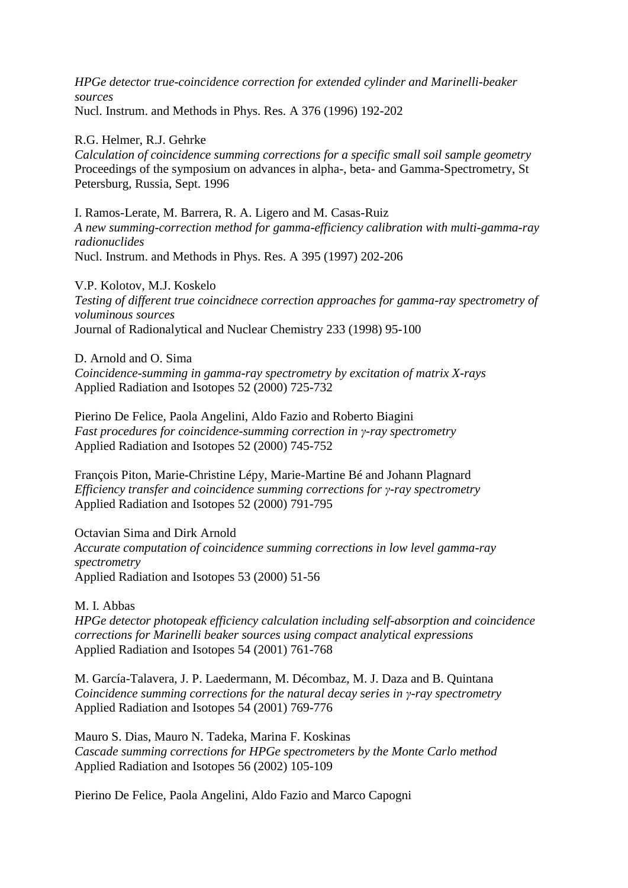*HPGe detector true-coincidence correction for extended cylinder and Marinelli-beaker sources*
Nucl. Instrum. and Methods in Phys. Res. A 376 (1996) 192-202

R.G. Helmer, R.J. Gehrke
*Calculation of coincidence summing corrections for a specific small soil sample geometry*
Proceedings of the symposium on advances in alpha-, beta- and Gamma-Spectrometry, St Petersburg, Russia, Sept. 1996

I. Ramos-Lerate, M. Barrera, R. A. Ligero and M. Casas-Ruiz
*A new summing-correction method for gamma-efficiency calibration with multi-gamma-ray radionuclides*
Nucl. Instrum. and Methods in Phys. Res. A 395 (1997) 202-206

V.P. Kolotov, M.J. Koskelo
*Testing of different true coincidnece correction approaches for gamma-ray spectrometry of voluminous sources*
Journal of Radionalytical and Nuclear Chemistry 233 (1998) 95-100

D. Arnold and O. Sima
*Coincidence-summing in gamma-ray spectrometry by excitation of matrix X-rays*
Applied Radiation and Isotopes 52 (2000) 725-732

Pierino De Felice, Paola Angelini, Aldo Fazio and Roberto Biagini
*Fast procedures for coincidence-summing correction in γ-ray spectrometry*
Applied Radiation and Isotopes 52 (2000) 745-752

François Piton, Marie-Christine Lépy, Marie-Martine Bé and Johann Plagnard
*Efficiency transfer and coincidence summing corrections for γ-ray spectrometry*
Applied Radiation and Isotopes 52 (2000) 791-795

Octavian Sima and Dirk Arnold
*Accurate computation of coincidence summing corrections in low level gamma-ray spectrometry*
Applied Radiation and Isotopes 53 (2000) 51-56

M. I. Abbas
*HPGe detector photopeak efficiency calculation including self-absorption and coincidence corrections for Marinelli beaker sources using compact analytical expressions*
Applied Radiation and Isotopes 54 (2001) 761-768

M. García-Talavera, J. P. Laedermann, M. Décombaz, M. J. Daza and B. Quintana
*Coincidence summing corrections for the natural decay series in γ-ray spectrometry*
Applied Radiation and Isotopes 54 (2001) 769-776

Mauro S. Dias, Mauro N. Tadeka, Marina F. Koskinas
*Cascade summing corrections for HPGe spectrometers by the Monte Carlo method*
Applied Radiation and Isotopes 56 (2002) 105-109

Pierino De Felice, Paola Angelini, Aldo Fazio and Marco Capogni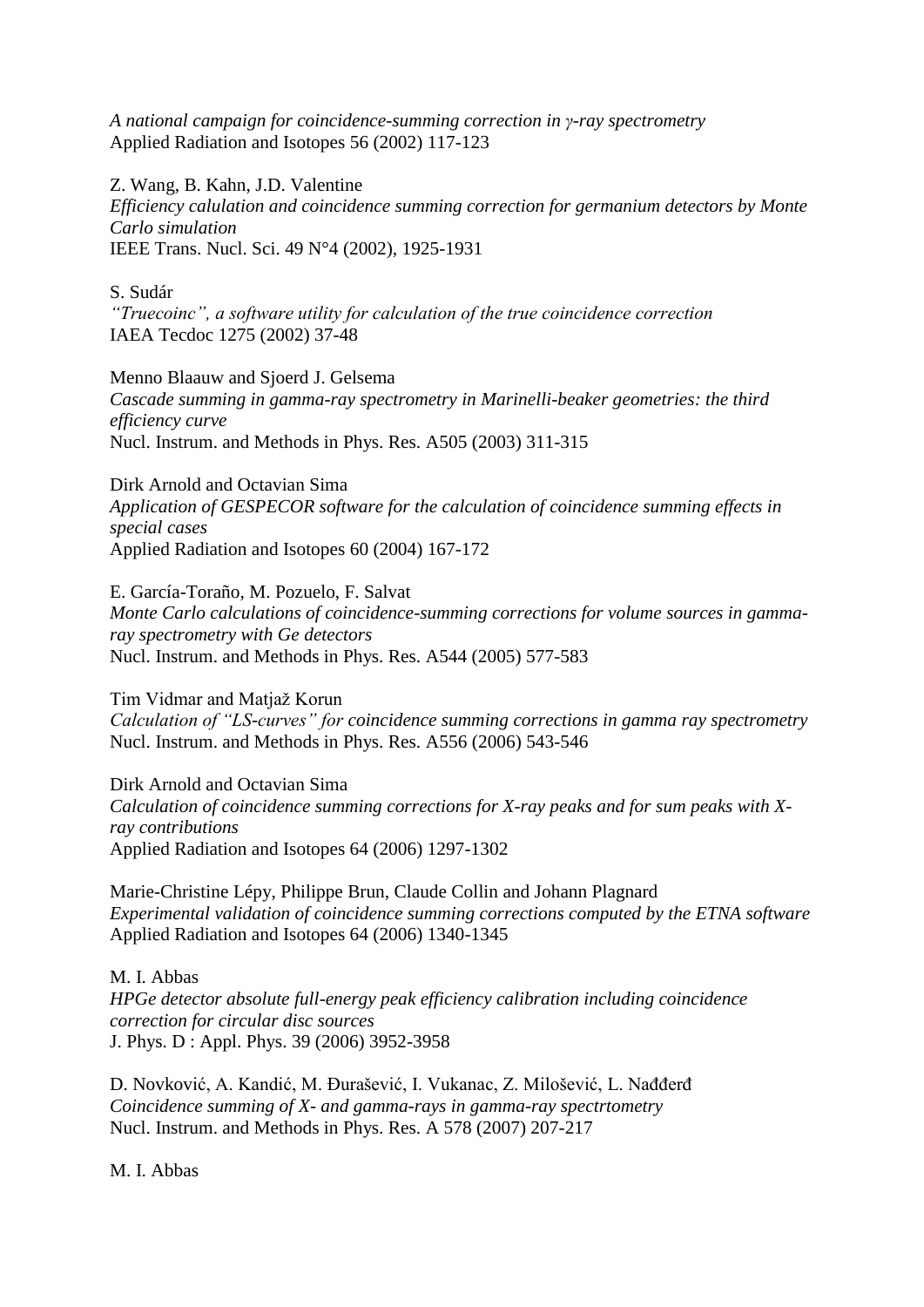*A national campaign for coincidence-summing correction in γ-ray spectrometry*
Applied Radiation and Isotopes 56 (2002) 117-123

Z. Wang, B. Kahn, J.D. Valentine
*Efficiency calulation and coincidence summing correction for germanium detectors by Monte Carlo simulation*
IEEE Trans. Nucl. Sci. 49 N°4 (2002), 1925-1931

S. Sudár
*"Truecoinc", a software utility for calculation of the true coincidence correction*
IAEA Tecdoc 1275 (2002) 37-48

Menno Blaauw and Sjoerd J. Gelsema
*Cascade summing in gamma-ray spectrometry in Marinelli-beaker geometries: the third efficiency curve*
Nucl. Instrum. and Methods in Phys. Res. A505 (2003) 311-315

Dirk Arnold and Octavian Sima
*Application of GESPECOR software for the calculation of coincidence summing effects in special cases*
Applied Radiation and Isotopes 60 (2004) 167-172

E. García-Toraño, M. Pozuelo, F. Salvat
*Monte Carlo calculations of coincidence-summing corrections for volume sources in gamma-ray spectrometry with Ge detectors*
Nucl. Instrum. and Methods in Phys. Res. A544 (2005) 577-583

Tim Vidmar and Matjaž Korun
*Calculation of "LS-curves" for coincidence summing corrections in gamma ray spectrometry*
Nucl. Instrum. and Methods in Phys. Res. A556 (2006) 543-546

Dirk Arnold and Octavian Sima
*Calculation of coincidence summing corrections for X-ray peaks and for sum peaks with X-ray contributions*
Applied Radiation and Isotopes 64 (2006) 1297-1302

Marie-Christine Lépy, Philippe Brun, Claude Collin and Johann Plagnard
*Experimental validation of coincidence summing corrections computed by the ETNA software*
Applied Radiation and Isotopes 64 (2006) 1340-1345

M. I. Abbas
*HPGe detector absolute full-energy peak efficiency calibration including coincidence correction for circular disc sources*
J. Phys. D : Appl. Phys. 39 (2006) 3952-3958

D. Novković, A. Kandić, M. Đurašević, I. Vukanac, Z. Milošević, L. Nađđerđ
*Coincidence summing of X- and gamma-rays in gamma-ray spectrtometry*
Nucl. Instrum. and Methods in Phys. Res. A 578 (2007) 207-217

M. I. Abbas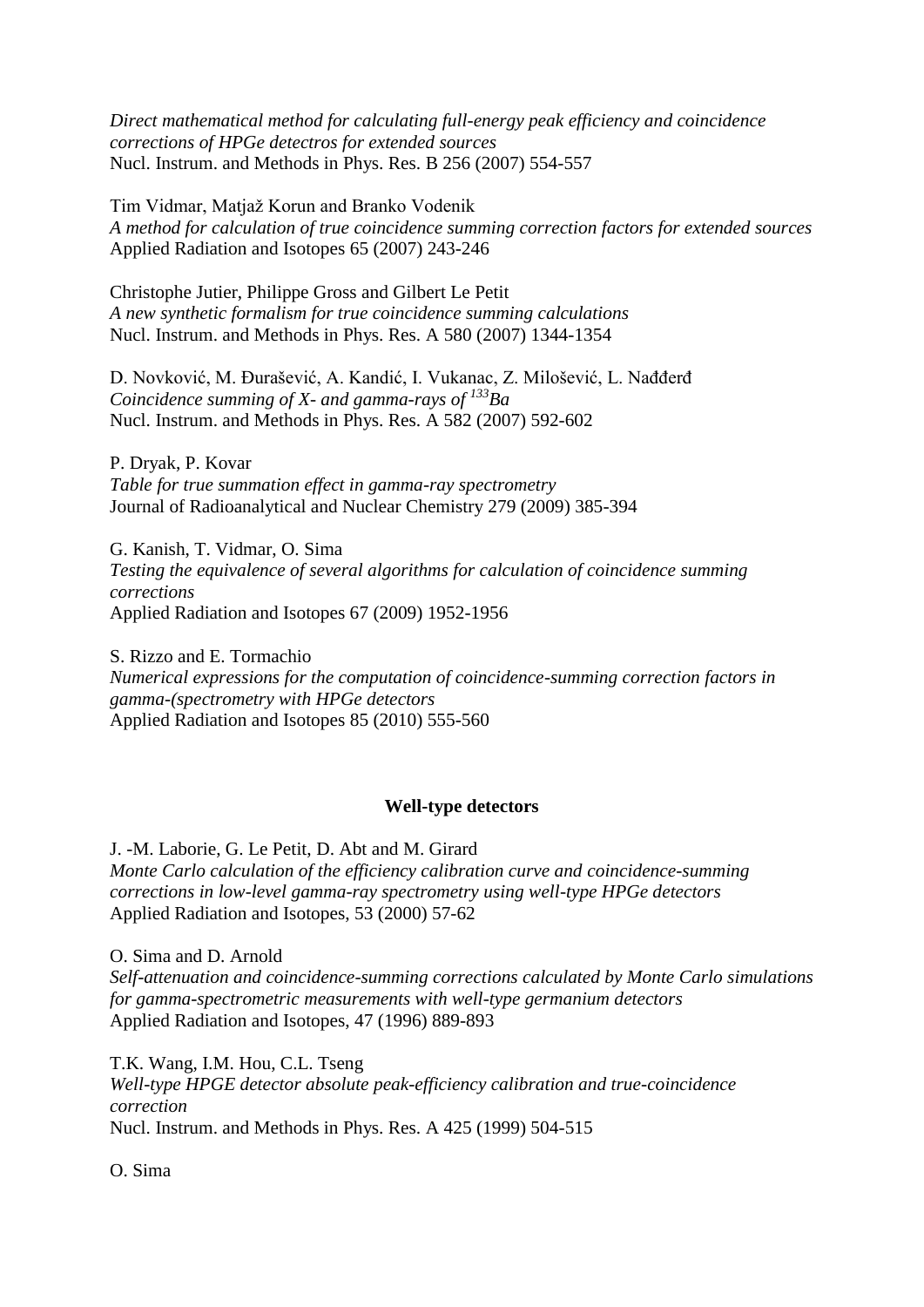*Direct mathematical method for calculating full-energy peak efficiency and coincidence corrections of HPGe detectros for extended sources*
Nucl. Instrum. and Methods in Phys. Res. B 256 (2007) 554-557

Tim Vidmar, Matjaž Korun and Branko Vodenik
*A method for calculation of true coincidence summing correction factors for extended sources*
Applied Radiation and Isotopes 65 (2007) 243-246

Christophe Jutier, Philippe Gross and Gilbert Le Petit
*A new synthetic formalism for true coincidence summing calculations*
Nucl. Instrum. and Methods in Phys. Res. A 580 (2007) 1344-1354

D. Novković, M. Đurašević, A. Kandić, I. Vukanac, Z. Milošević, L. Nađđerđ
*Coincidence summing of X- and gamma-rays of $^{133}$Ba*
Nucl. Instrum. and Methods in Phys. Res. A 582 (2007) 592-602

P. Dryak, P. Kovar
*Table for true summation effect in gamma-ray spectrometry*
Journal of Radioanalytical and Nuclear Chemistry 279 (2009) 385-394

G. Kanish, T. Vidmar, O. Sima
*Testing the equivalence of several algorithms for calculation of coincidence summing corrections*
Applied Radiation and Isotopes 67 (2009) 1952-1956

S. Rizzo and E. Tormachio
*Numerical expressions for the computation of coincidence-summing correction factors in gamma-(spectrometry with HPGe detectors*
Applied Radiation and Isotopes 85 (2010) 555-560

## Well-type detectors

J. -M. Laborie, G. Le Petit, D. Abt and M. Girard
*Monte Carlo calculation of the efficiency calibration curve and coincidence-summing corrections in low-level gamma-ray spectrometry using well-type HPGe detectors*
Applied Radiation and Isotopes, 53 (2000) 57-62

O. Sima and D. Arnold
*Self-attenuation and coincidence-summing corrections calculated by Monte Carlo simulations for gamma-spectrometric measurements with well-type germanium detectors*
Applied Radiation and Isotopes, 47 (1996) 889-893

T.K. Wang, I.M. Hou, C.L. Tseng
*Well-type HPGE detector absolute peak-efficiency calibration and true-coincidence correction*
Nucl. Instrum. and Methods in Phys. Res. A 425 (1999) 504-515

O. Sima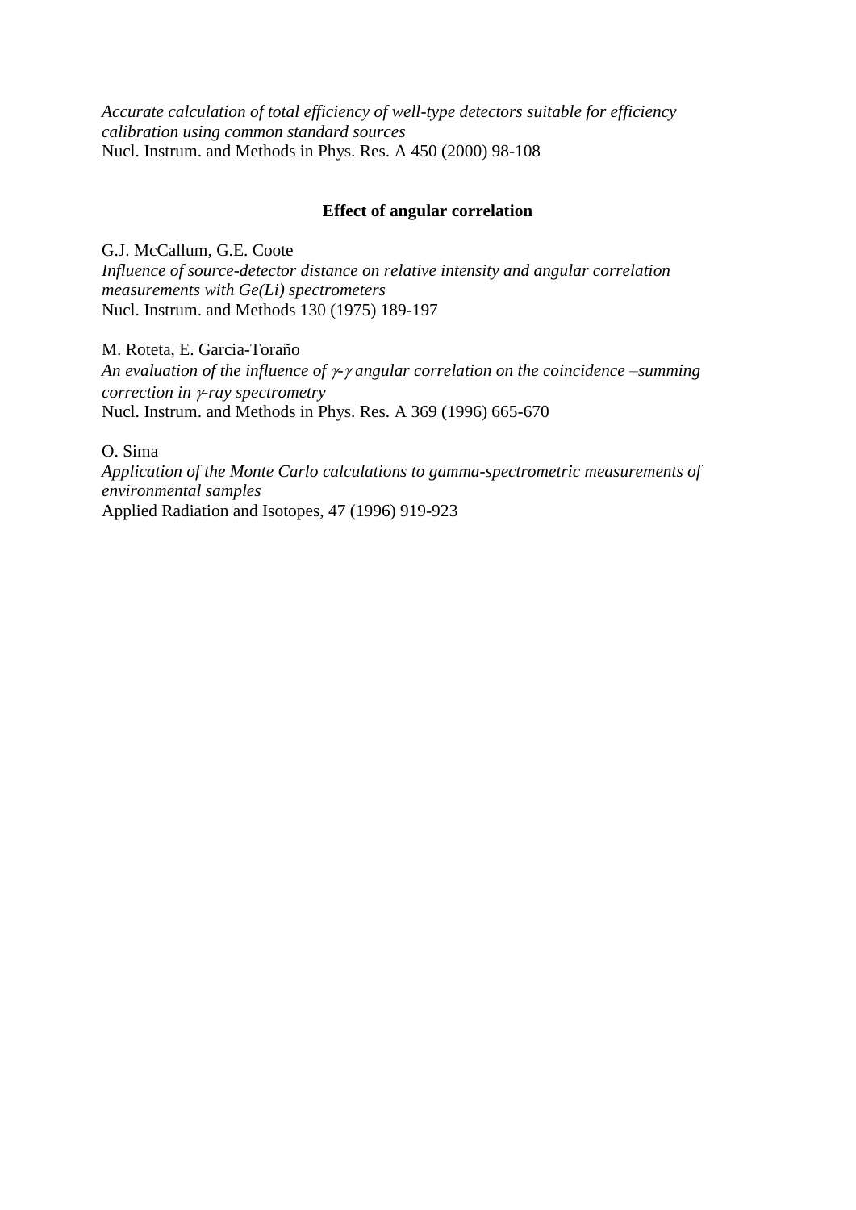*Accurate calculation of total efficiency of well-type detectors suitable for efficiency calibration using common standard sources*
Nucl. Instrum. and Methods in Phys. Res. A 450 (2000) 98-108

## Effect of angular correlation

G.J. McCallum, G.E. Coote
*Influence of source-detector distance on relative intensity and angular correlation measurements with Ge(Li) spectrometers*
Nucl. Instrum. and Methods 130 (1975) 189-197

M. Roteta, E. Garcia-Toraño
*An evaluation of the influence of $\gamma$-$\gamma$ angular correlation on the coincidence –summing correction in $\gamma$-ray spectrometry*
Nucl. Instrum. and Methods in Phys. Res. A 369 (1996) 665-670

O. Sima
*Application of the Monte Carlo calculations to gamma-spectrometric measurements of environmental samples*
Applied Radiation and Isotopes, 47 (1996) 919-923